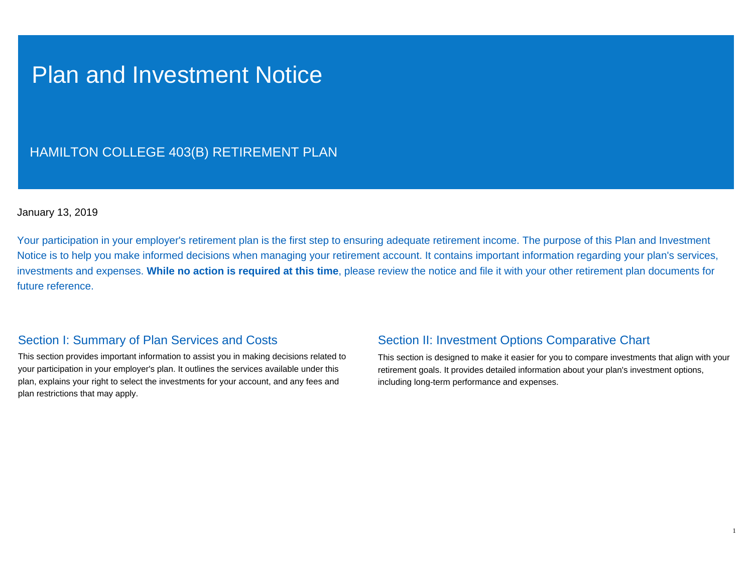# Plan and Investment Notice

## HAMILTON COLLEGE 403(B) RETIREMENT PLAN

January 13, 2019

Your participation in your employer's retirement plan is the first step to ensuring adequate retirement income. The purpose of this Plan and Investment Notice is to help you make informed decisions when managing your retirement account. It contains important information regarding your plan's services, investments and expenses. **While no action is required at this time**, please review the notice and file it with your other retirement plan documents for future reference.

### Section I: Summary of Plan Services and Costs

This section provides important information to assist you in making decisions related to your participation in your employer's plan. It outlines the services available under this plan, explains your right to select the investments for your account, and any fees and plan restrictions that may apply.

### Section II: Investment Options Comparative Chart

This section is designed to make it easier for you to compare investments that align with your retirement goals. It provides detailed information about your plan's investment options, including long-term performance and expenses.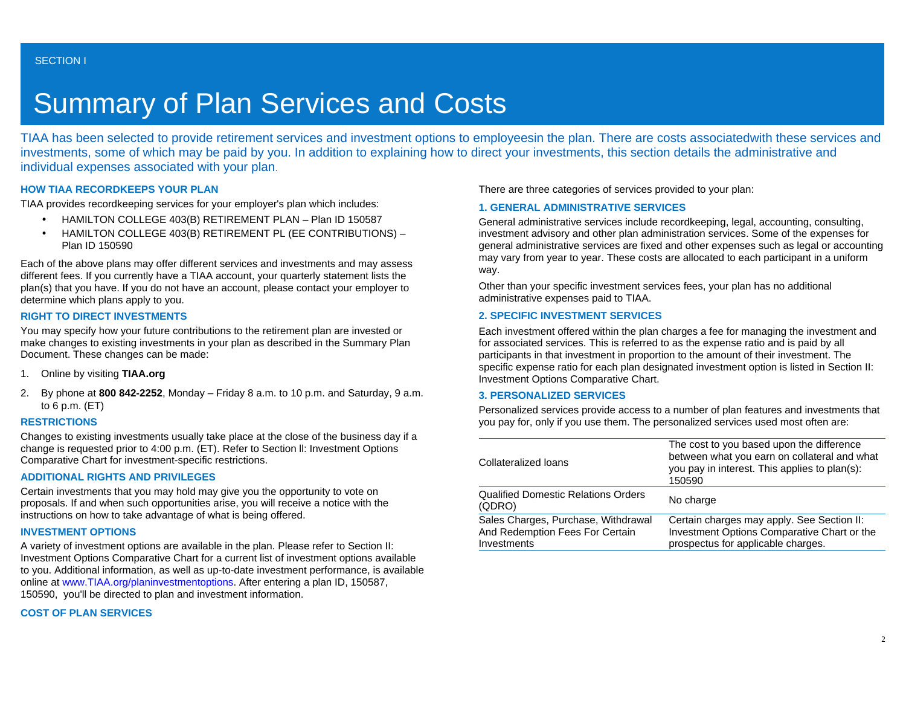SECTION I

# Summary of Plan Services and Costs

TIAA has been selected to provide retirement services and investment options to employeesin the plan. There are costs associatedwith these services and investments, some of which may be paid by you. In addition to explaining how to direct your investments, this section details the administrative and individual expenses associated with your plan.

### HOW TIAA RECORDKEEPS YOUR PLAN

TIAA provides recordkeeping services for your employer's plan which includes:

- HAMILTON COLLEGE 403(B) RETIREMENT PLAN – Plan ID 150587
- HAMILTON COLLEGE 403(B) RETIREMENT PL (EE CONTRIBUTIONS) – Plan ID 150590

Each of the above plans may offer different services and investments and may assess different fees. If you currently have a TIAA account, your quarterly statement lists the plan(s) that you have. If you do not have an account, please contact your employer to determine which plans apply to you.

### RIGHT TO DIRECT INVESTMENTS

You may specify how your future contributions to the retirement plan are invested or make changes to existing investments in your plan as described in the Summary Plan Document. These changes can be made:

1. Online by visiting **TIAA.org**
2. By phone at **800 842-2252**, Monday – Friday 8 a.m. to 10 p.m. and Saturday, 9 a.m. to 6 p.m. (ET)

### RESTRICTIONS

Changes to existing investments usually take place at the close of the business day if a change is requested prior to 4:00 p.m. (ET). Refer to Section ll: Investment Options Comparative Chart for investment-specific restrictions.

### ADDITIONAL RIGHTS AND PRIVILEGES

Certain investments that you may hold may give you the opportunity to vote on proposals. If and when such opportunities arise, you will receive a notice with the instructions on how to take advantage of what is being offered.

### INVESTMENT OPTIONS

A variety of investment options are available in the plan. Please refer to Section II: Investment Options Comparative Chart for a current list of investment options available to you. Additional information, as well as up-to-date investment performance, is available online at www.TIAA.org/planinvestmentoptions. After entering a plan ID, 150587, 150590, you'll be directed to plan and investment information.

### COST OF PLAN SERVICES

There are three categories of services provided to your plan:

### 1. GENERAL ADMINISTRATIVE SERVICES

General administrative services include recordkeeping, legal, accounting, consulting, investment advisory and other plan administration services. Some of the expenses for general administrative services are fixed and other expenses such as legal or accounting may vary from year to year. These costs are allocated to each participant in a uniform way.

Other than your specific investment services fees, your plan has no additional administrative expenses paid to TIAA.

### 2. SPECIFIC INVESTMENT SERVICES

Each investment offered within the plan charges a fee for managing the investment and for associated services. This is referred to as the expense ratio and is paid by all participants in that investment in proportion to the amount of their investment. The specific expense ratio for each plan designated investment option is listed in Section II: Investment Options Comparative Chart.

### 3. PERSONALIZED SERVICES

Personalized services provide access to a number of plan features and investments that you pay for, only if you use them. The personalized services used most often are:

| | |
|---|---|
| Collateralized loans | The cost to you based upon the difference between what you earn on collateral and what you pay in interest. This applies to plan(s): 150590 |
| Qualified Domestic Relations Orders (QDRO) | No charge |
| Sales Charges, Purchase, Withdrawal And Redemption Fees For Certain Investments | Certain charges may apply. See Section II: Investment Options Comparative Chart or the prospectus for applicable charges. |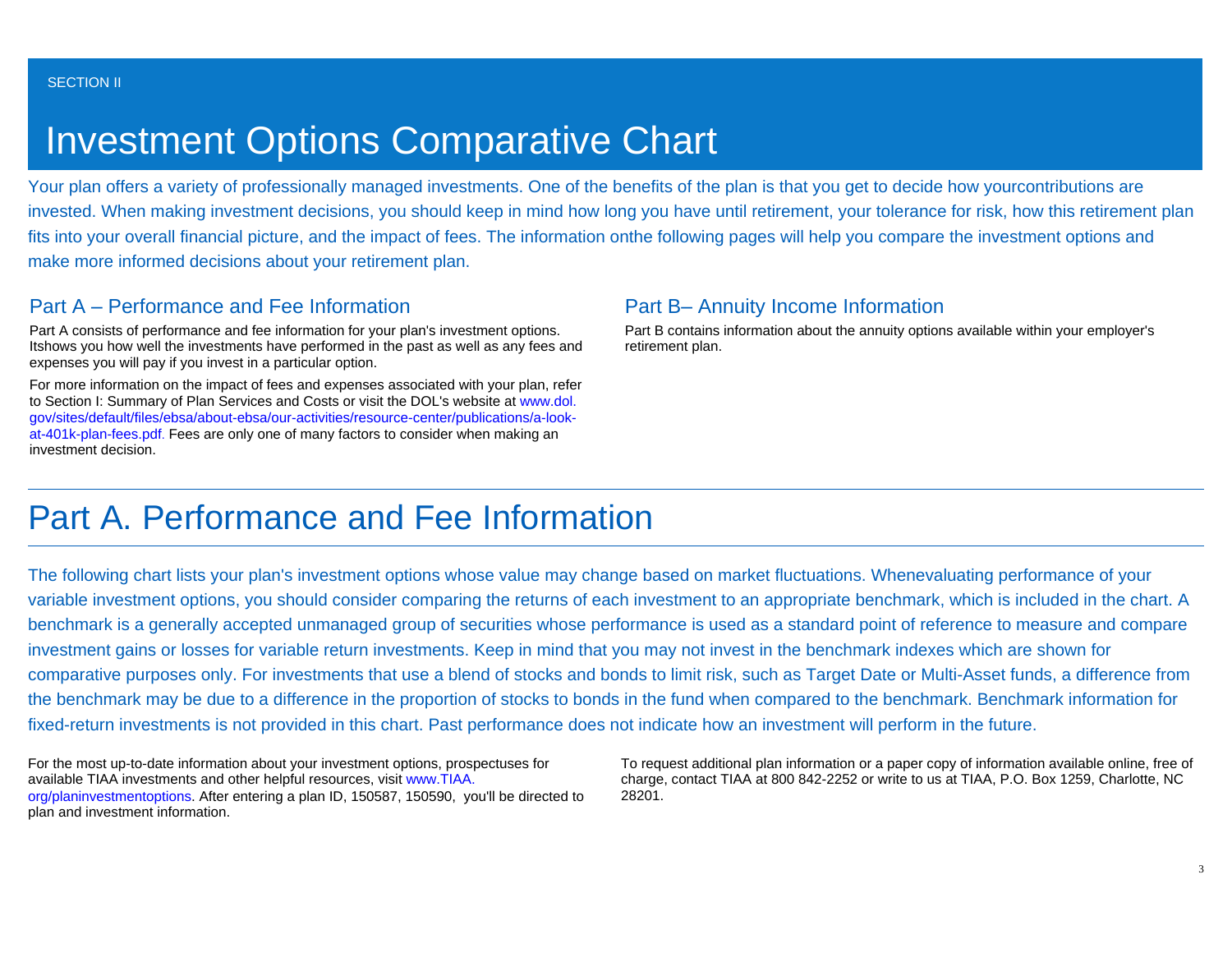SECTION II

# Investment Options Comparative Chart

Your plan offers a variety of professionally managed investments. One of the benefits of the plan is that you get to decide how yourcontributions are invested. When making investment decisions, you should keep in mind how long you have until retirement, your tolerance for risk, how this retirement plan fits into your overall financial picture, and the impact of fees. The information onthe following pages will help you compare the investment options and make more informed decisions about your retirement plan.

## Part A – Performance and Fee Information

Part A consists of performance and fee information for your plan's investment options. Itshows you how well the investments have performed in the past as well as any fees and expenses you will pay if you invest in a particular option.

For more information on the impact of fees and expenses associated with your plan, refer to Section I: Summary of Plan Services and Costs or visit the DOL's website at www.dol.gov/sites/default/files/ebsa/about-ebsa/our-activities/resource-center/publications/a-look-at-401k-plan-fees.pdf. Fees are only one of many factors to consider when making an investment decision.

## Part B– Annuity Income Information

Part B contains information about the annuity options available within your employer's retirement plan.

# Part A. Performance and Fee Information

The following chart lists your plan's investment options whose value may change based on market fluctuations. Whenevaluating performance of your variable investment options, you should consider comparing the returns of each investment to an appropriate benchmark, which is included in the chart. A benchmark is a generally accepted unmanaged group of securities whose performance is used as a standard point of reference to measure and compare investment gains or losses for variable return investments. Keep in mind that you may not invest in the benchmark indexes which are shown for comparative purposes only. For investments that use a blend of stocks and bonds to limit risk, such as Target Date or Multi-Asset funds, a difference from the benchmark may be due to a difference in the proportion of stocks to bonds in the fund when compared to the benchmark. Benchmark information for fixed-return investments is not provided in this chart. Past performance does not indicate how an investment will perform in the future.

For the most up-to-date information about your investment options, prospectuses for available TIAA investments and other helpful resources, visit www.TIAA.org/planinvestmentoptions. After entering a plan ID, 150587, 150590,  you'll be directed to plan and investment information.

To request additional plan information or a paper copy of information available online, free of charge, contact TIAA at 800 842-2252 or write to us at TIAA, P.O. Box 1259, Charlotte, NC 28201.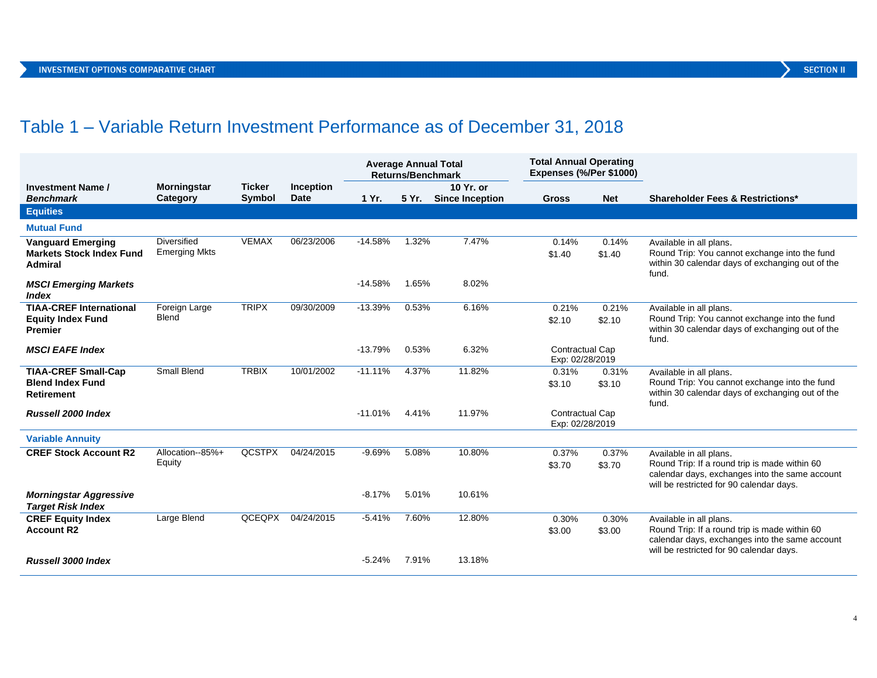# Table 1 – Variable Return Investment Performance as of December 31, 2018

| Investment Name / *Benchmark* | Morningstar Category | Ticker Symbol | Inception Date | Average Annual Total Returns/Benchmark | | | Total Annual Operating Expenses (%/Per $1000) | | Shareholder Fees & Restrictions* |
|---|---|---|---|---|---|---|---|---|---|
| | | | | 1 Yr. | 5 Yr. | 10 Yr. or Since Inception | Gross | Net | |
| **Equities** | | | | | | | | | |
| **Mutual Fund** | | | | | | | | | |
| **Vanguard Emerging Markets Stock Index Fund Admiral** | Diversified Emerging Mkts | VEMAX | 06/23/2006 | -14.58% | 1.32% | 7.47% | 0.14% $1.40 | 0.14% $1.40 | Available in all plans. Round Trip: You cannot exchange into the fund within 30 calendar days of exchanging out of the fund. |
| ***MSCI Emerging Markets Index*** | | | | -14.58% | 1.65% | 8.02% | | | |
| **TIAA-CREF International Equity Index Fund Premier** | Foreign Large Blend | TRIPX | 09/30/2009 | -13.39% | 0.53% | 6.16% | 0.21% $2.10 | 0.21% $2.10 | Available in all plans. Round Trip: You cannot exchange into the fund within 30 calendar days of exchanging out of the fund. |
| ***MSCI EAFE Index*** | | | | -13.79% | 0.53% | 6.32% | Contractual Cap Exp: 02/28/2019 | | |
| **TIAA-CREF Small-Cap Blend Index Fund Retirement** | Small Blend | TRBIX | 10/01/2002 | -11.11% | 4.37% | 11.82% | 0.31% $3.10 | 0.31% $3.10 | Available in all plans. Round Trip: You cannot exchange into the fund within 30 calendar days of exchanging out of the fund. |
| ***Russell 2000 Index*** | | | | -11.01% | 4.41% | 11.97% | Contractual Cap Exp: 02/28/2019 | | |
| **Variable Annuity** | | | | | | | | | |
| **CREF Stock Account R2** | Allocation--85%+ Equity | QCSTPX | 04/24/2015 | -9.69% | 5.08% | 10.80% | 0.37% $3.70 | 0.37% $3.70 | Available in all plans. Round Trip: If a round trip is made within 60 calendar days, exchanges into the same account will be restricted for 90 calendar days. |
| ***Morningstar Aggressive Target Risk Index*** | | | | -8.17% | 5.01% | 10.61% | | | |
| **CREF Equity Index Account R2** | Large Blend | QCEQPX | 04/24/2015 | -5.41% | 7.60% | 12.80% | 0.30% $3.00 | 0.30% $3.00 | Available in all plans. Round Trip: If a round trip is made within 60 calendar days, exchanges into the same account will be restricted for 90 calendar days. |
| ***Russell 3000 Index*** | | | | -5.24% | 7.91% | 13.18% | | | |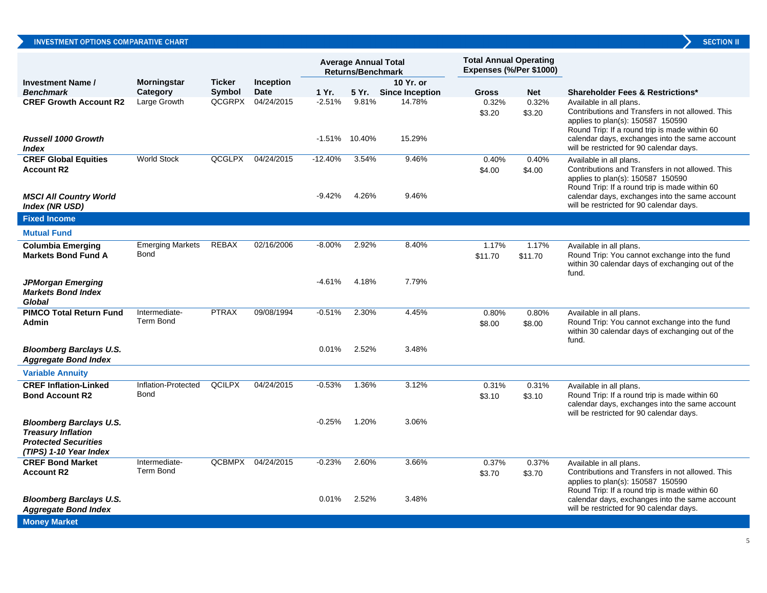## INVESTMENT OPTIONS COMPARATIVE CHART

## SECTION II

| Investment Name / *Benchmark* | Morningstar Category | Ticker Symbol | Inception Date | Average Annual Total Returns/Benchmark 1 Yr. | 5 Yr. | 10 Yr. or Since Inception | Total Annual Operating Expenses (%/Per $1000) Gross | Net | Shareholder Fees & Restrictions* |
|---|---|---|---|---|---|---|---|---|---|
| **CREF Growth Account R2** | Large Growth | QCGRPX | 04/24/2015 | -2.51% | 9.81% | 14.78% | 0.32% $3.20 | 0.32% $3.20 | Available in all plans. Contributions and Transfers in not allowed. This applies to plan(s): 150587 150590 Round Trip: If a round trip is made within 60 calendar days, exchanges into the same account will be restricted for 90 calendar days. |
| ***Russell 1000 Growth Index*** | | | | -1.51% | 10.40% | 15.29% | | | |
| **CREF Global Equities Account R2** | World Stock | QCGLPX | 04/24/2015 | -12.40% | 3.54% | 9.46% | 0.40% $4.00 | 0.40% $4.00 | Available in all plans. Contributions and Transfers in not allowed. This applies to plan(s): 150587 150590 Round Trip: If a round trip is made within 60 calendar days, exchanges into the same account will be restricted for 90 calendar days. |
| ***MSCI All Country World Index (NR USD)*** | | | | -9.42% | 4.26% | 9.46% | | | |
| **Fixed Income** | | | | | | | | | |
| **Mutual Fund** | | | | | | | | | |
| **Columbia Emerging Markets Bond Fund A** | Emerging Markets Bond | REBAX | 02/16/2006 | -8.00% | 2.92% | 8.40% | 1.17% $11.70 | 1.17% $11.70 | Available in all plans. Round Trip: You cannot exchange into the fund within 30 calendar days of exchanging out of the fund. |
| ***JPMorgan Emerging Markets Bond Index Global*** | | | | -4.61% | 4.18% | 7.79% | | | |
| **PIMCO Total Return Fund Admin** | Intermediate-Term Bond | PTRAX | 09/08/1994 | -0.51% | 2.30% | 4.45% | 0.80% $8.00 | 0.80% $8.00 | Available in all plans. Round Trip: You cannot exchange into the fund within 30 calendar days of exchanging out of the fund. |
| ***Bloomberg Barclays U.S. Aggregate Bond Index*** | | | | 0.01% | 2.52% | 3.48% | | | |
| **Variable Annuity** | | | | | | | | | |
| **CREF Inflation-Linked Bond Account R2** | Inflation-Protected Bond | QCILPX | 04/24/2015 | -0.53% | 1.36% | 3.12% | 0.31% $3.10 | 0.31% $3.10 | Available in all plans. Round Trip: If a round trip is made within 60 calendar days, exchanges into the same account will be restricted for 90 calendar days. |
| ***Bloomberg Barclays U.S. Treasury Inflation Protected Securities (TIPS) 1-10 Year Index*** | | | | -0.25% | 1.20% | 3.06% | | | |
| **CREF Bond Market Account R2** | Intermediate-Term Bond | QCBMPX | 04/24/2015 | -0.23% | 2.60% | 3.66% | 0.37% $3.70 | 0.37% $3.70 | Available in all plans. Contributions and Transfers in not allowed. This applies to plan(s): 150587 150590 Round Trip: If a round trip is made within 60 calendar days, exchanges into the same account will be restricted for 90 calendar days. |
| ***Bloomberg Barclays U.S. Aggregate Bond Index*** | | | | 0.01% | 2.52% | 3.48% | | | |
| **Money Market** | | | | | | | | | |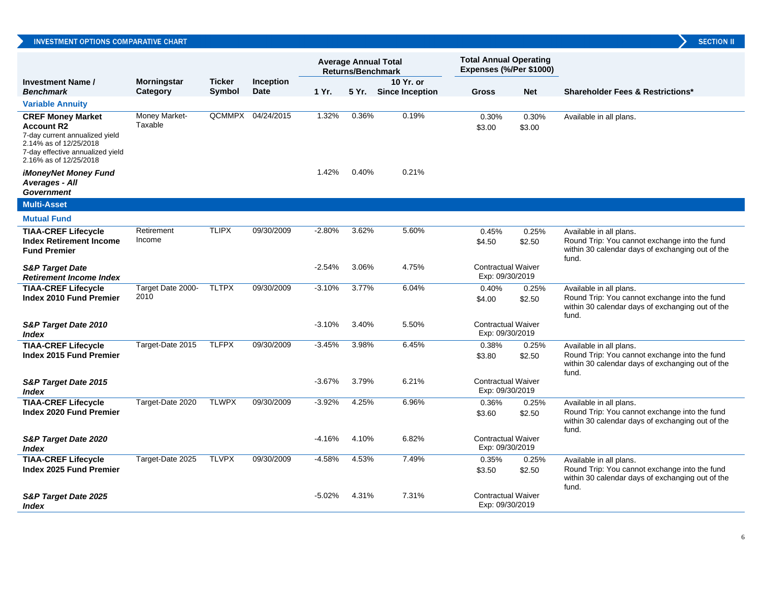## INVESTMENT OPTIONS COMPARATIVE CHART

| Investment Name / *Benchmark* | Morningstar Category | Ticker Symbol | Inception Date | Average Annual Total Returns/Benchmark | | | Total Annual Operating Expenses (%/Per $1000) | | Shareholder Fees & Restrictions* |
|---|---|---|---|---|---|---|---|---|---|
| | | | | 1 Yr. | 5 Yr. | 10 Yr. or Since Inception | Gross | Net | |
| **Variable Annuity** | | | | | | | | | |
| **CREF Money Market Account R2** 7-day current annualized yield 2.14% as of 12/25/2018 7-day effective annualized yield 2.16% as of 12/25/2018 | Money Market-Taxable | QCMMPX | 04/24/2015 | 1.32% | 0.36% | 0.19% | 0.30% $3.00 | 0.30% $3.00 | Available in all plans. |
| ***iMoneyNet Money Fund Averages - All Government*** | | | | 1.42% | 0.40% | 0.21% | | | |
| **Multi-Asset** | | | | | | | | | |
| **Mutual Fund** | | | | | | | | | |
| **TIAA-CREF Lifecycle Index Retirement Income Fund Premier** | Retirement Income | TLIPX | 09/30/2009 | -2.80% | 3.62% | 5.60% | 0.45% $4.50 | 0.25% $2.50 | Available in all plans. Round Trip: You cannot exchange into the fund within 30 calendar days of exchanging out of the fund. |
| ***S&P Target Date Retirement Income Index*** | | | | -2.54% | 3.06% | 4.75% | Contractual Waiver Exp: 09/30/2019 | | |
| **TIAA-CREF Lifecycle Index 2010 Fund Premier** | Target Date 2000-2010 | TLTPX | 09/30/2009 | -3.10% | 3.77% | 6.04% | 0.40% $4.00 | 0.25% $2.50 | Available in all plans. Round Trip: You cannot exchange into the fund within 30 calendar days of exchanging out of the fund. |
| ***S&P Target Date 2010 Index*** | | | | -3.10% | 3.40% | 5.50% | Contractual Waiver Exp: 09/30/2019 | | |
| **TIAA-CREF Lifecycle Index 2015 Fund Premier** | Target-Date 2015 | TLFPX | 09/30/2009 | -3.45% | 3.98% | 6.45% | 0.38% $3.80 | 0.25% $2.50 | Available in all plans. Round Trip: You cannot exchange into the fund within 30 calendar days of exchanging out of the fund. |
| ***S&P Target Date 2015 Index*** | | | | -3.67% | 3.79% | 6.21% | Contractual Waiver Exp: 09/30/2019 | | |
| **TIAA-CREF Lifecycle Index 2020 Fund Premier** | Target-Date 2020 | TLWPX | 09/30/2009 | -3.92% | 4.25% | 6.96% | 0.36% $3.60 | 0.25% $2.50 | Available in all plans. Round Trip: You cannot exchange into the fund within 30 calendar days of exchanging out of the fund. |
| ***S&P Target Date 2020 Index*** | | | | -4.16% | 4.10% | 6.82% | Contractual Waiver Exp: 09/30/2019 | | |
| **TIAA-CREF Lifecycle Index 2025 Fund Premier** | Target-Date 2025 | TLVPX | 09/30/2009 | -4.58% | 4.53% | 7.49% | 0.35% $3.50 | 0.25% $2.50 | Available in all plans. Round Trip: You cannot exchange into the fund within 30 calendar days of exchanging out of the fund. |
| ***S&P Target Date 2025 Index*** | | | | -5.02% | 4.31% | 7.31% | Contractual Waiver Exp: 09/30/2019 | | |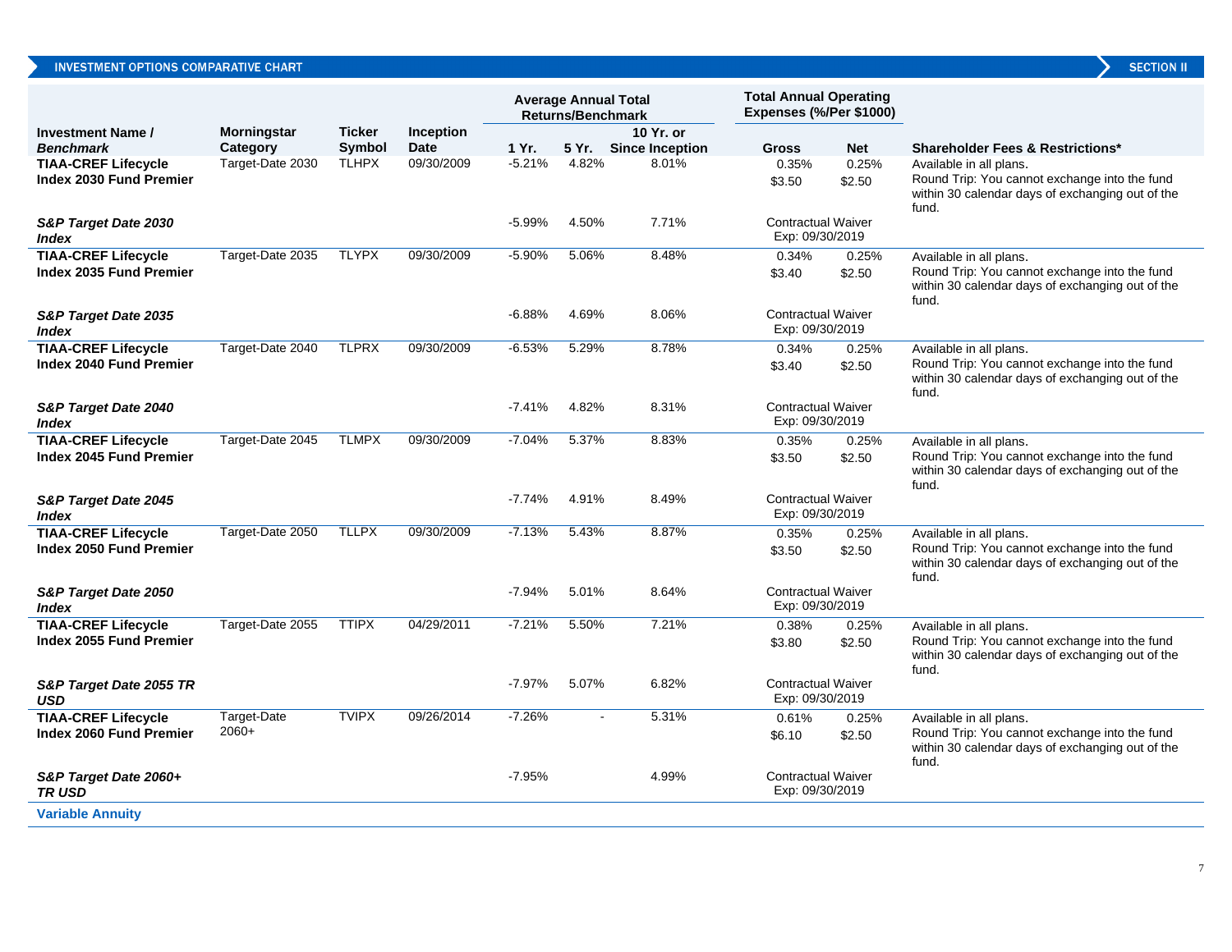## INVESTMENT OPTIONS COMPARATIVE CHART

| Investment Name / *Benchmark* | Morningstar Category | Ticker Symbol | Inception Date | Average Annual Total Returns/Benchmark | | | Total Annual Operating Expenses (%/Per $1000) | | Shareholder Fees & Restrictions* |
|---|---|---|---|---|---|---|---|---|---|
| | | | | 1 Yr. | 5 Yr. | 10 Yr. or Since Inception | Gross | Net | |
| **TIAA-CREF Lifecycle Index 2030 Fund Premier** | Target-Date 2030 | TLHPX | 09/30/2009 | -5.21% | 4.82% | 8.01% | 0.35% $3.50 | 0.25% $2.50 | Available in all plans. Round Trip: You cannot exchange into the fund within 30 calendar days of exchanging out of the fund. |
| ***S&P Target Date 2030 Index*** | | | | -5.99% | 4.50% | 7.71% | Contractual Waiver Exp: 09/30/2019 | | |
| **TIAA-CREF Lifecycle Index 2035 Fund Premier** | Target-Date 2035 | TLYPX | 09/30/2009 | -5.90% | 5.06% | 8.48% | 0.34% $3.40 | 0.25% $2.50 | Available in all plans. Round Trip: You cannot exchange into the fund within 30 calendar days of exchanging out of the fund. |
| ***S&P Target Date 2035 Index*** | | | | -6.88% | 4.69% | 8.06% | Contractual Waiver Exp: 09/30/2019 | | |
| **TIAA-CREF Lifecycle Index 2040 Fund Premier** | Target-Date 2040 | TLPRX | 09/30/2009 | -6.53% | 5.29% | 8.78% | 0.34% $3.40 | 0.25% $2.50 | Available in all plans. Round Trip: You cannot exchange into the fund within 30 calendar days of exchanging out of the fund. |
| ***S&P Target Date 2040 Index*** | | | | -7.41% | 4.82% | 8.31% | Contractual Waiver Exp: 09/30/2019 | | |
| **TIAA-CREF Lifecycle Index 2045 Fund Premier** | Target-Date 2045 | TLMPX | 09/30/2009 | -7.04% | 5.37% | 8.83% | 0.35% $3.50 | 0.25% $2.50 | Available in all plans. Round Trip: You cannot exchange into the fund within 30 calendar days of exchanging out of the fund. |
| ***S&P Target Date 2045 Index*** | | | | -7.74% | 4.91% | 8.49% | Contractual Waiver Exp: 09/30/2019 | | |
| **TIAA-CREF Lifecycle Index 2050 Fund Premier** | Target-Date 2050 | TLLPX | 09/30/2009 | -7.13% | 5.43% | 8.87% | 0.35% $3.50 | 0.25% $2.50 | Available in all plans. Round Trip: You cannot exchange into the fund within 30 calendar days of exchanging out of the fund. |
| ***S&P Target Date 2050 Index*** | | | | -7.94% | 5.01% | 8.64% | Contractual Waiver Exp: 09/30/2019 | | |
| **TIAA-CREF Lifecycle Index 2055 Fund Premier** | Target-Date 2055 | TTIPX | 04/29/2011 | -7.21% | 5.50% | 7.21% | 0.38% $3.80 | 0.25% $2.50 | Available in all plans. Round Trip: You cannot exchange into the fund within 30 calendar days of exchanging out of the fund. |
| ***S&P Target Date 2055 TR USD*** | | | | -7.97% | 5.07% | 6.82% | Contractual Waiver Exp: 09/30/2019 | | |
| **TIAA-CREF Lifecycle Index 2060 Fund Premier** | Target-Date 2060+ | TVIPX | 09/26/2014 | -7.26% | - | 5.31% | 0.61% $6.10 | 0.25% $2.50 | Available in all plans. Round Trip: You cannot exchange into the fund within 30 calendar days of exchanging out of the fund. |
| ***S&P Target Date 2060+ TR USD*** | | | | -7.95% | | 4.99% | Contractual Waiver Exp: 09/30/2019 | | |

**Variable Annuity**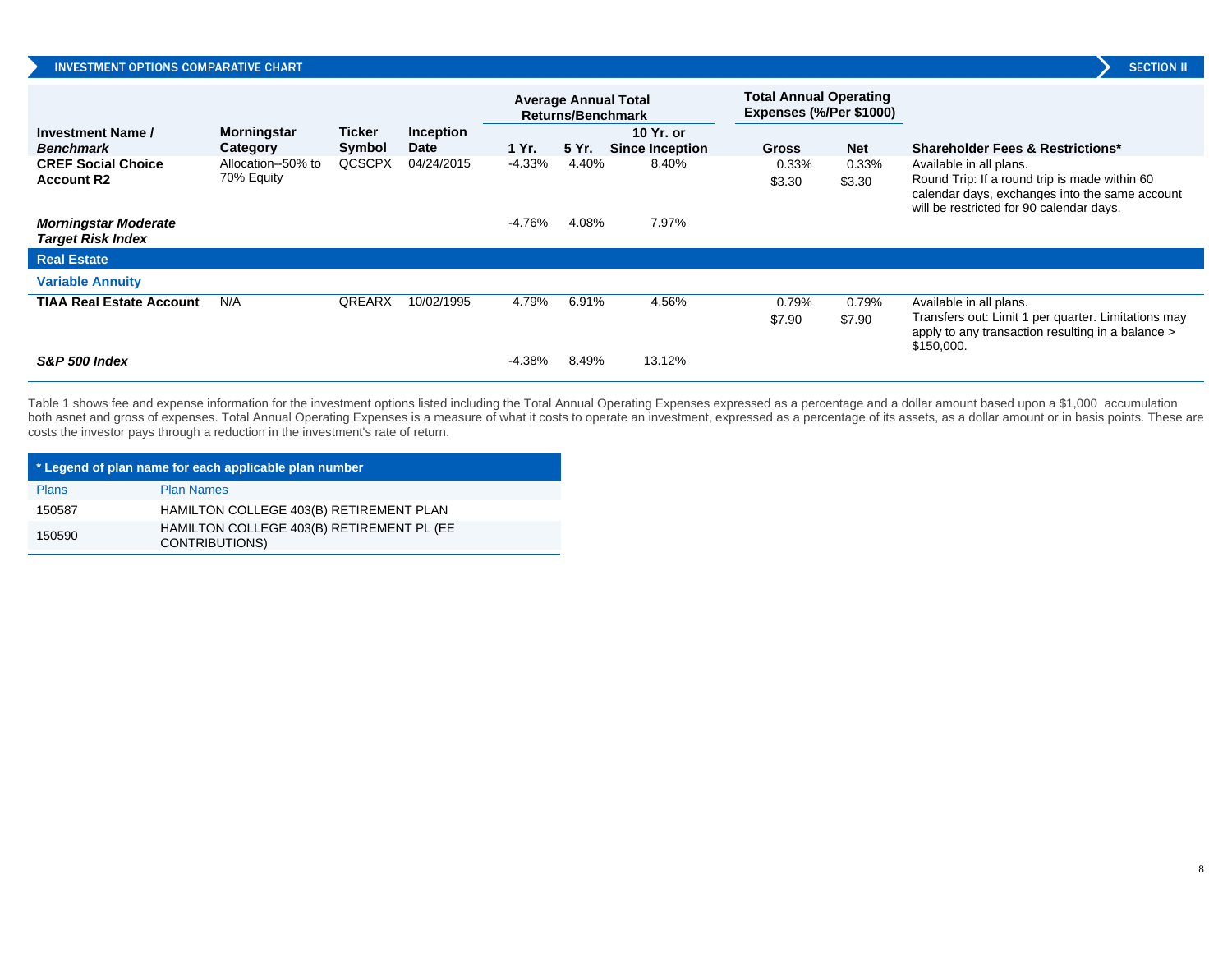INVESTMENT OPTIONS COMPARATIVE CHART | SECTION II

| Investment Name / *Benchmark* | Morningstar Category | Ticker Symbol | Inception Date | Average Annual Total Returns/Benchmark 1 Yr. | 5 Yr. | 10 Yr. or Since Inception | Total Annual Operating Expenses (%/Per $1000) Gross | Net | Shareholder Fees & Restrictions* |
|---|---|---|---|---|---|---|---|---|---|
| **CREF Social Choice Account R2** | Allocation--50% to 70% Equity | QCSCPX | 04/24/2015 | -4.33% | 4.40% | 8.40% | 0.33% $3.30 | 0.33% $3.30 | Available in all plans. Round Trip: If a round trip is made within 60 calendar days, exchanges into the same account will be restricted for 90 calendar days. |
| ***Morningstar Moderate Target Risk Index*** | | | | -4.76% | 4.08% | 7.97% | | | |
| **Real Estate** | | | | | | | | | |
| **Variable Annuity** | | | | | | | | | |
| **TIAA Real Estate Account** | N/A | QREARX | 10/02/1995 | 4.79% | 6.91% | 4.56% | 0.79% $7.90 | 0.79% $7.90 | Available in all plans. Transfers out: Limit 1 per quarter. Limitations may apply to any transaction resulting in a balance > $150,000. |
| ***S&P 500 Index*** | | | | -4.38% | 8.49% | 13.12% | | | |

Table 1 shows fee and expense information for the investment options listed including the Total Annual Operating Expenses expressed as a percentage and a dollar amount based upon a $1,000 accumulation both asnet and gross of expenses. Total Annual Operating Expenses is a measure of what it costs to operate an investment, expressed as a percentage of its assets, as a dollar amount or in basis points. These are costs the investor pays through a reduction in the investment's rate of return.

| * Legend of plan name for each applicable plan number | |
|---|---|
| Plans | Plan Names |
| 150587 | HAMILTON COLLEGE 403(B) RETIREMENT PLAN |
| 150590 | HAMILTON COLLEGE 403(B) RETIREMENT PL (EE CONTRIBUTIONS) |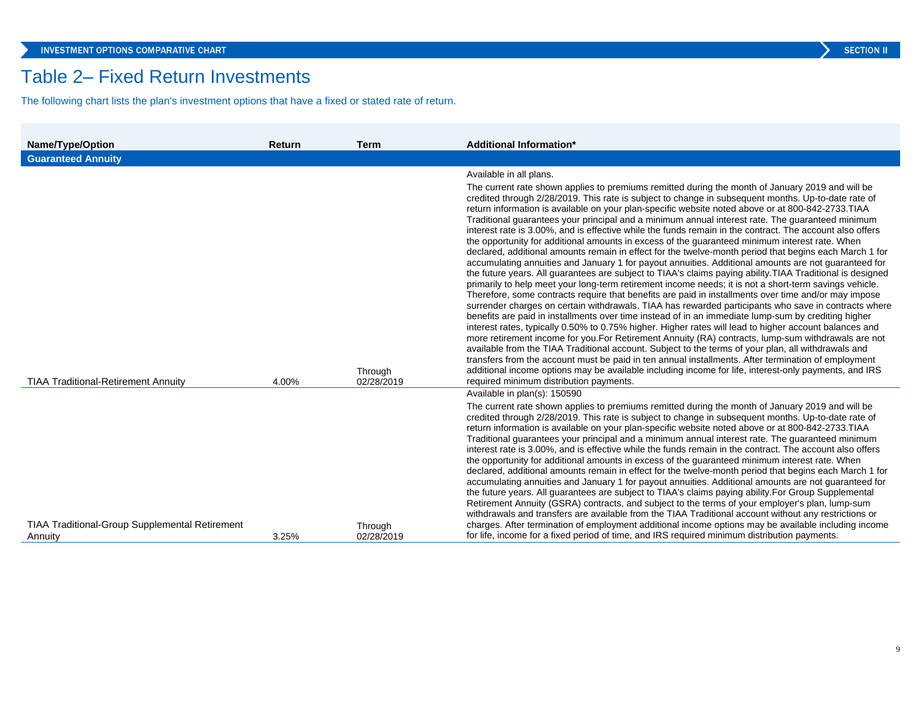## Table 2– Fixed Return Investments

The following chart lists the plan's investment options that have a fixed or stated rate of return.

| Name/Type/Option | Return | Term | Additional Information* |
|---|---|---|---|
| **Guaranteed Annuity** | | | |
| TIAA Traditional-Retirement Annuity | 4.00% | Through 02/28/2019 | Available in all plans. The current rate shown applies to premiums remitted during the month of January 2019 and will be credited through 2/28/2019. This rate is subject to change in subsequent months. Up-to-date rate of return information is available on your plan-specific website noted above or at 800-842-2733.TIAA Traditional guarantees your principal and a minimum annual interest rate. The guaranteed minimum interest rate is 3.00%, and is effective while the funds remain in the contract. The account also offers the opportunity for additional amounts in excess of the guaranteed minimum interest rate. When declared, additional amounts remain in effect for the twelve-month period that begins each March 1 for accumulating annuities and January 1 for payout annuities. Additional amounts are not guaranteed for the future years. All guarantees are subject to TIAA's claims paying ability.TIAA Traditional is designed primarily to help meet your long-term retirement income needs; it is not a short-term savings vehicle. Therefore, some contracts require that benefits are paid in installments over time and/or may impose surrender charges on certain withdrawals. TIAA has rewarded participants who save in contracts where benefits are paid in installments over time instead of in an immediate lump-sum by crediting higher interest rates, typically 0.50% to 0.75% higher. Higher rates will lead to higher account balances and more retirement income for you.For Retirement Annuity (RA) contracts, lump-sum withdrawals are not available from the TIAA Traditional account. Subject to the terms of your plan, all withdrawals and transfers from the account must be paid in ten annual installments. After termination of employment additional income options may be available including income for life, interest-only payments, and IRS required minimum distribution payments. |
| TIAA Traditional-Group Supplemental Retirement Annuity | 3.25% | Through 02/28/2019 | Available in plan(s): 150590 The current rate shown applies to premiums remitted during the month of January 2019 and will be credited through 2/28/2019. This rate is subject to change in subsequent months. Up-to-date rate of return information is available on your plan-specific website noted above or at 800-842-2733.TIAA Traditional guarantees your principal and a minimum annual interest rate. The guaranteed minimum interest rate is 3.00%, and is effective while the funds remain in the contract. The account also offers the opportunity for additional amounts in excess of the guaranteed minimum interest rate. When declared, additional amounts remain in effect for the twelve-month period that begins each March 1 for accumulating annuities and January 1 for payout annuities. Additional amounts are not guaranteed for the future years. All guarantees are subject to TIAA's claims paying ability.For Group Supplemental Retirement Annuity (GSRA) contracts, and subject to the terms of your employer's plan, lump-sum withdrawals and transfers are available from the TIAA Traditional account without any restrictions or charges. After termination of employment additional income options may be available including income for life, income for a fixed period of time, and IRS required minimum distribution payments. |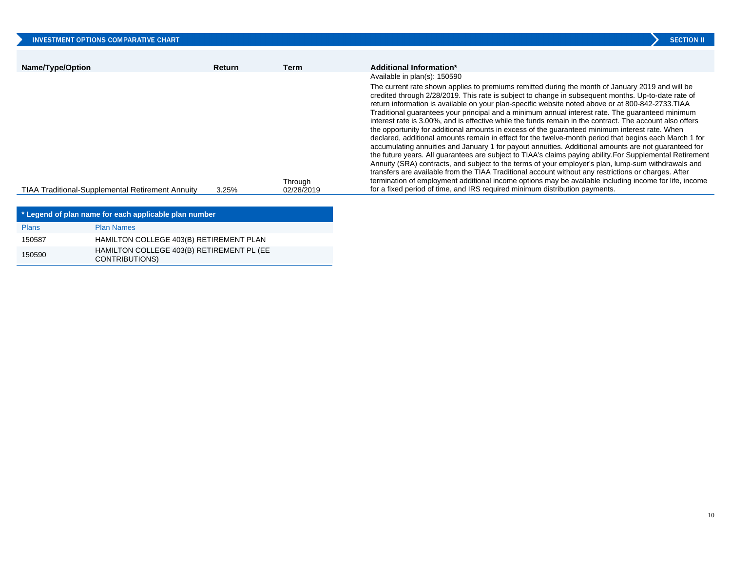## INVESTMENT OPTIONS COMPARATIVE CHART

| Name/Type/Option | Return | Term | Additional Information* |
|---|---|---|---|
| TIAA Traditional-Supplemental Retirement Annuity | 3.25% | Through 02/28/2019 | Available in plan(s): 150590<br>The current rate shown applies to premiums remitted during the month of January 2019 and will be credited through 2/28/2019. This rate is subject to change in subsequent months. Up-to-date rate of return information is available on your plan-specific website noted above or at 800-842-2733.TIAA Traditional guarantees your principal and a minimum annual interest rate. The guaranteed minimum interest rate is 3.00%, and is effective while the funds remain in the contract. The account also offers the opportunity for additional amounts in excess of the guaranteed minimum interest rate. When declared, additional amounts remain in effect for the twelve-month period that begins each March 1 for accumulating annuities and January 1 for payout annuities. Additional amounts are not guaranteed for the future years. All guarantees are subject to TIAA's claims paying ability.For Supplemental Retirement Annuity (SRA) contracts, and subject to the terms of your employer's plan, lump-sum withdrawals and transfers are available from the TIAA Traditional account without any restrictions or charges. After termination of employment additional income options may be available including income for life, income for a fixed period of time, and IRS required minimum distribution payments. |

**\* Legend of plan name for each applicable plan number**

| Plans | Plan Names |
|---|---|
| 150587 | HAMILTON COLLEGE 403(B) RETIREMENT PLAN |
| 150590 | HAMILTON COLLEGE 403(B) RETIREMENT PL (EE CONTRIBUTIONS) |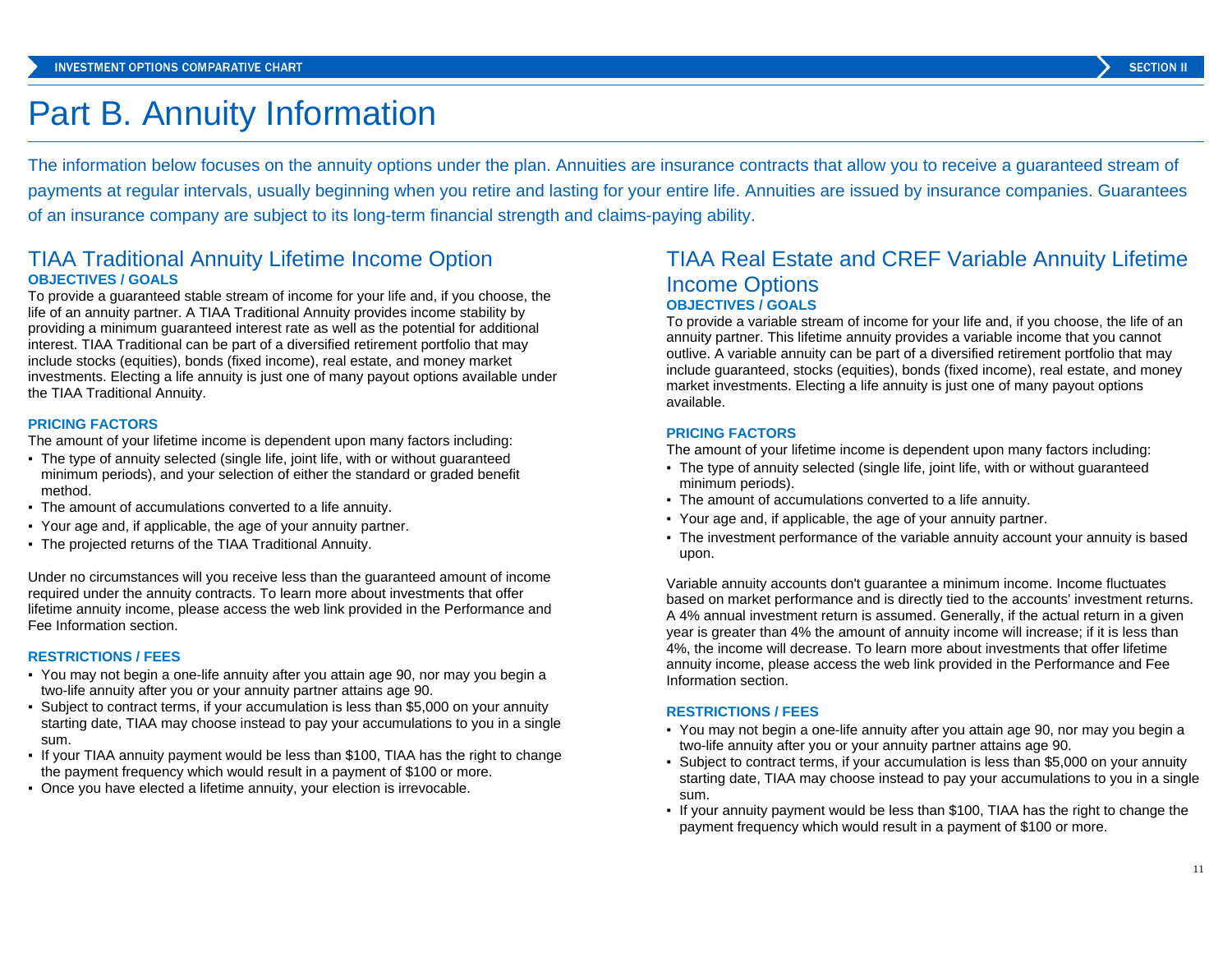# Part B. Annuity Information

The information below focuses on the annuity options under the plan. Annuities are insurance contracts that allow you to receive a guaranteed stream of payments at regular intervals, usually beginning when you retire and lasting for your entire life. Annuities are issued by insurance companies. Guarantees of an insurance company are subject to its long-term financial strength and claims-paying ability.

## TIAA Traditional Annuity Lifetime Income Option

**OBJECTIVES / GOALS**

To provide a guaranteed stable stream of income for your life and, if you choose, the life of an annuity partner. A TIAA Traditional Annuity provides income stability by providing a minimum guaranteed interest rate as well as the potential for additional interest. TIAA Traditional can be part of a diversified retirement portfolio that may include stocks (equities), bonds (fixed income), real estate, and money market investments. Electing a life annuity is just one of many payout options available under the TIAA Traditional Annuity.

**PRICING FACTORS**

The amount of your lifetime income is dependent upon many factors including:

- The type of annuity selected (single life, joint life, with or without guaranteed minimum periods), and your selection of either the standard or graded benefit method.
- The amount of accumulations converted to a life annuity.
- Your age and, if applicable, the age of your annuity partner.
- The projected returns of the TIAA Traditional Annuity.

Under no circumstances will you receive less than the guaranteed amount of income required under the annuity contracts. To learn more about investments that offer lifetime annuity income, please access the web link provided in the Performance and Fee Information section.

**RESTRICTIONS / FEES**

- You may not begin a one-life annuity after you attain age 90, nor may you begin a two-life annuity after you or your annuity partner attains age 90.
- Subject to contract terms, if your accumulation is less than $5,000 on your annuity starting date, TIAA may choose instead to pay your accumulations to you in a single sum.
- If your TIAA annuity payment would be less than $100, TIAA has the right to change the payment frequency which would result in a payment of $100 or more.
- Once you have elected a lifetime annuity, your election is irrevocable.

## TIAA Real Estate and CREF Variable Annuity Lifetime Income Options

**OBJECTIVES / GOALS**

To provide a variable stream of income for your life and, if you choose, the life of an annuity partner. This lifetime annuity provides a variable income that you cannot outlive. A variable annuity can be part of a diversified retirement portfolio that may include guaranteed, stocks (equities), bonds (fixed income), real estate, and money market investments. Electing a life annuity is just one of many payout options available.

**PRICING FACTORS**

The amount of your lifetime income is dependent upon many factors including:

- The type of annuity selected (single life, joint life, with or without guaranteed minimum periods).
- The amount of accumulations converted to a life annuity.
- Your age and, if applicable, the age of your annuity partner.
- The investment performance of the variable annuity account your annuity is based upon.

Variable annuity accounts don't guarantee a minimum income. Income fluctuates based on market performance and is directly tied to the accounts' investment returns. A 4% annual investment return is assumed. Generally, if the actual return in a given year is greater than 4% the amount of annuity income will increase; if it is less than 4%, the income will decrease. To learn more about investments that offer lifetime annuity income, please access the web link provided in the Performance and Fee Information section.

**RESTRICTIONS / FEES**

- You may not begin a one-life annuity after you attain age 90, nor may you begin a two-life annuity after you or your annuity partner attains age 90.
- Subject to contract terms, if your accumulation is less than $5,000 on your annuity starting date, TIAA may choose instead to pay your accumulations to you in a single sum.
- If your annuity payment would be less than $100, TIAA has the right to change the payment frequency which would result in a payment of $100 or more.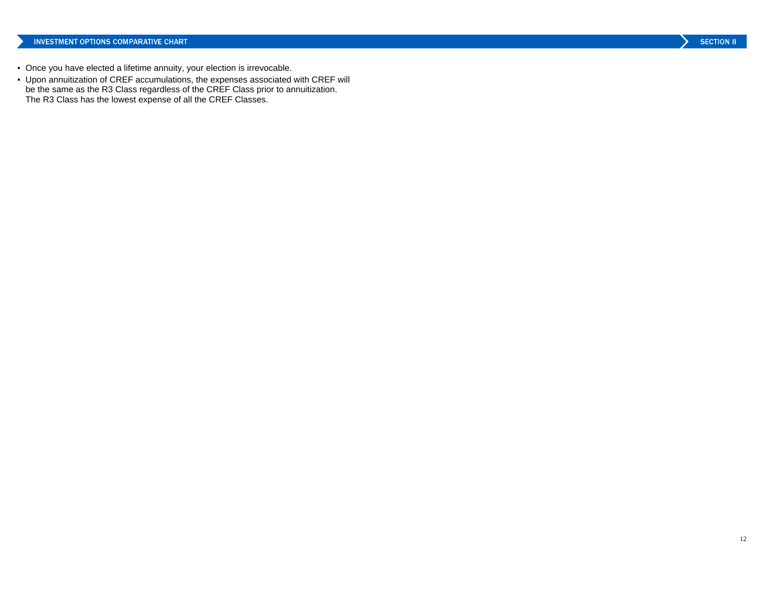- Once you have elected a lifetime annuity, your election is irrevocable.
- Upon annuitization of CREF accumulations, the expenses associated with CREF will be the same as the R3 Class regardless of the CREF Class prior to annuitization. The R3 Class has the lowest expense of all the CREF Classes.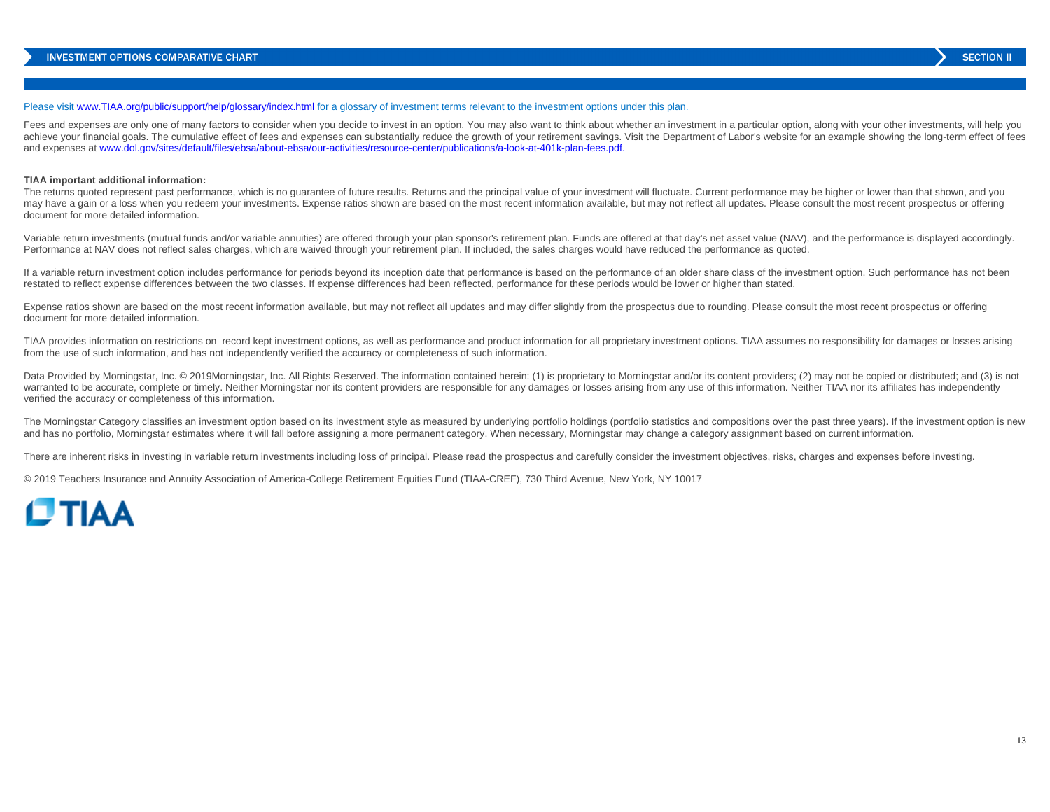Please visit www.TIAA.org/public/support/help/glossary/index.html for a glossary of investment terms relevant to the investment options under this plan.

Fees and expenses are only one of many factors to consider when you decide to invest in an option. You may also want to think about whether an investment in a particular option, along with your other investments, will help you achieve your financial goals. The cumulative effect of fees and expenses can substantially reduce the growth of your retirement savings. Visit the Department of Labor's website for an example showing the long-term effect of fees and expenses at www.dol.gov/sites/default/files/ebsa/about-ebsa/our-activities/resource-center/publications/a-look-at-401k-plan-fees.pdf.

**TIAA important additional information:**

The returns quoted represent past performance, which is no guarantee of future results. Returns and the principal value of your investment will fluctuate. Current performance may be higher or lower than that shown, and you may have a gain or a loss when you redeem your investments. Expense ratios shown are based on the most recent information available, but may not reflect all updates. Please consult the most recent prospectus or offering document for more detailed information.

Variable return investments (mutual funds and/or variable annuities) are offered through your plan sponsor's retirement plan. Funds are offered at that day's net asset value (NAV), and the performance is displayed accordingly. Performance at NAV does not reflect sales charges, which are waived through your retirement plan. If included, the sales charges would have reduced the performance as quoted.

If a variable return investment option includes performance for periods beyond its inception date that performance is based on the performance of an older share class of the investment option. Such performance has not been restated to reflect expense differences between the two classes. If expense differences had been reflected, performance for these periods would be lower or higher than stated.

Expense ratios shown are based on the most recent information available, but may not reflect all updates and may differ slightly from the prospectus due to rounding. Please consult the most recent prospectus or offering document for more detailed information.

TIAA provides information on restrictions on record kept investment options, as well as performance and product information for all proprietary investment options. TIAA assumes no responsibility for damages or losses arising from the use of such information, and has not independently verified the accuracy or completeness of such information.

Data Provided by Morningstar, Inc. © 2019Morningstar, Inc. All Rights Reserved. The information contained herein: (1) is proprietary to Morningstar and/or its content providers; (2) may not be copied or distributed; and (3) is not warranted to be accurate, complete or timely. Neither Morningstar nor its content providers are responsible for any damages or losses arising from any use of this information. Neither TIAA nor its affiliates has independently verified the accuracy or completeness of this information.

The Morningstar Category classifies an investment option based on its investment style as measured by underlying portfolio holdings (portfolio statistics and compositions over the past three years). If the investment option is new and has no portfolio, Morningstar estimates where it will fall before assigning a more permanent category. When necessary, Morningstar may change a category assignment based on current information.

There are inherent risks in investing in variable return investments including loss of principal. Please read the prospectus and carefully consider the investment objectives, risks, charges and expenses before investing.

© 2019 Teachers Insurance and Annuity Association of America-College Retirement Equities Fund (TIAA-CREF), 730 Third Avenue, New York, NY 10017

TIAA